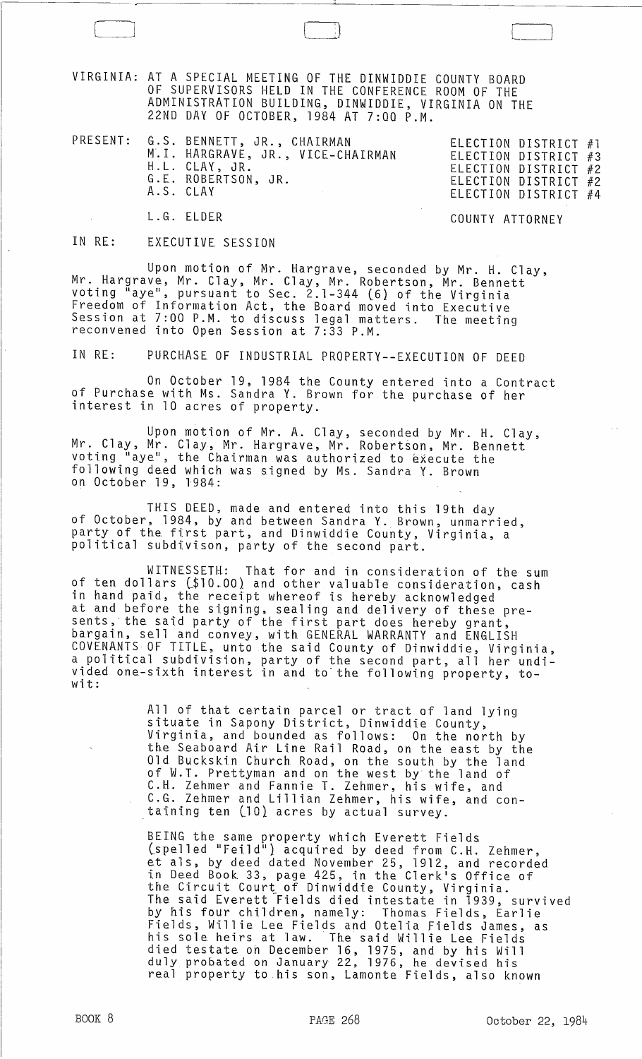VIRGINIA: AT A SPECIAL MEETING OF THE DINWIDDIE COUNTY BOARD OF SUPERVISORS HELD IN THE CONFERENCE ROOM OF THE ADMINISTRATION BUILDING, DINWIDDIE, VIRGINIA ON THE 22ND DAY OF OCTOBER, 1984 AT 7:00 P.M.

| PRESENT: | | |
|---|---|---|
| | G.S. BENNETT, JR., CHAIRMAN | ELECTION DISTRICT #1 |
| | M.I. HARGRAVE, JR., VICE-CHAIRMAN | ELECTION DISTRICT #3 |
| | H.L. CLAY, JR. | ELECTION DISTRICT #2 |
| | G.E. ROBERTSON, JR. | ELECTION DISTRICT #2 |
| | A.S. CLAY | ELECTION DISTRICT #4 |
| | L.G. ELDER | COUNTY ATTORNEY |

IN RE: EXECUTIVE SESSION

Upon motion of Mr. Hargrave, seconded by Mr. H. Clay, Mr. Hargrave, Mr. Clay, Mr. Clay, Mr. Robertson, Mr. Bennett voting "aye", pursuant to Sec. 2.1-344 (6) of the Virginia Freedom of Information Act, the Board moved into Executive Session at 7:00 P.M. to discuss legal matters. The meeting reconvened into Open Session at 7:33 P.M.

IN RE: PURCHASE OF INDUSTRIAL PROPERTY--EXECUTION OF DEED

On October 19, 1984 the County entered into a Contract of Purchase with Ms. Sandra Y. Brown for the purchase of her interest in 10 acres of property.

Upon motion of Mr. A. Clay, seconded by Mr. H. Clay, Mr. Clay, Mr. Clay, Mr. Hargrave, Mr. Robertson, Mr. Bennett voting "aye", the Chairman was authorized to execute the following deed which was signed by Ms. Sandra Y. Brown on October 19, 1984:

THIS DEED, made and entered into this 19th day of October, 1984, by and between Sandra Y. Brown, unmarried, party of the first part, and Dinwiddie County, Virginia, a political subdivison, party of the second part.

WITNESSETH: That for and in consideration of the sum of ten dollars ($10.00) and other valuable consideration, cash in hand paid, the receipt whereof is hereby acknowledged at and before the signing, sealing and delivery of these presents, the said party of the first part does hereby grant, bargain, sell and convey, with GENERAL WARRANTY and ENGLISH COVENANTS OF TITLE, unto the said County of Dinwiddie, Virginia, a political subdivision, party of the second part, all her undivided one-sixth interest in and to the following property, to-wit:

> All of that certain parcel or tract of land lying situate in Sapony District, Dinwiddie County, Virginia, and bounded as follows: On the north by the Seaboard Air Line Rail Road, on the east by the Old Buckskin Church Road, on the south by the land of W.T. Prettyman and on the west by the land of C.H. Zehmer and Fannie T. Zehmer, his wife, and C.G. Zehmer and Lillian Zehmer, his wife, and containing ten (10) acres by actual survey.
>
> BEING the same property which Everett Fields (spelled "Feild") acquired by deed from C.H. Zehmer, et als, by deed dated November 25, 1912, and recorded in Deed Book 33, page 425, in the Clerk's Office of the Circuit Court of Dinwiddie County, Virginia. The said Everett Fields died intestate in 1939, survived by his four children, namely: Thomas Fields, Earlie Fields, Willie Lee Fields and Otelia Fields James, as his sole heirs at law. The said Willie Lee Fields died testate on December 16, 1975, and by his Will duly probated on January 22, 1976, he devised his real property to his son, Lamonte Fields, also known

BOOK 8 PAGE 268 October 22, 1984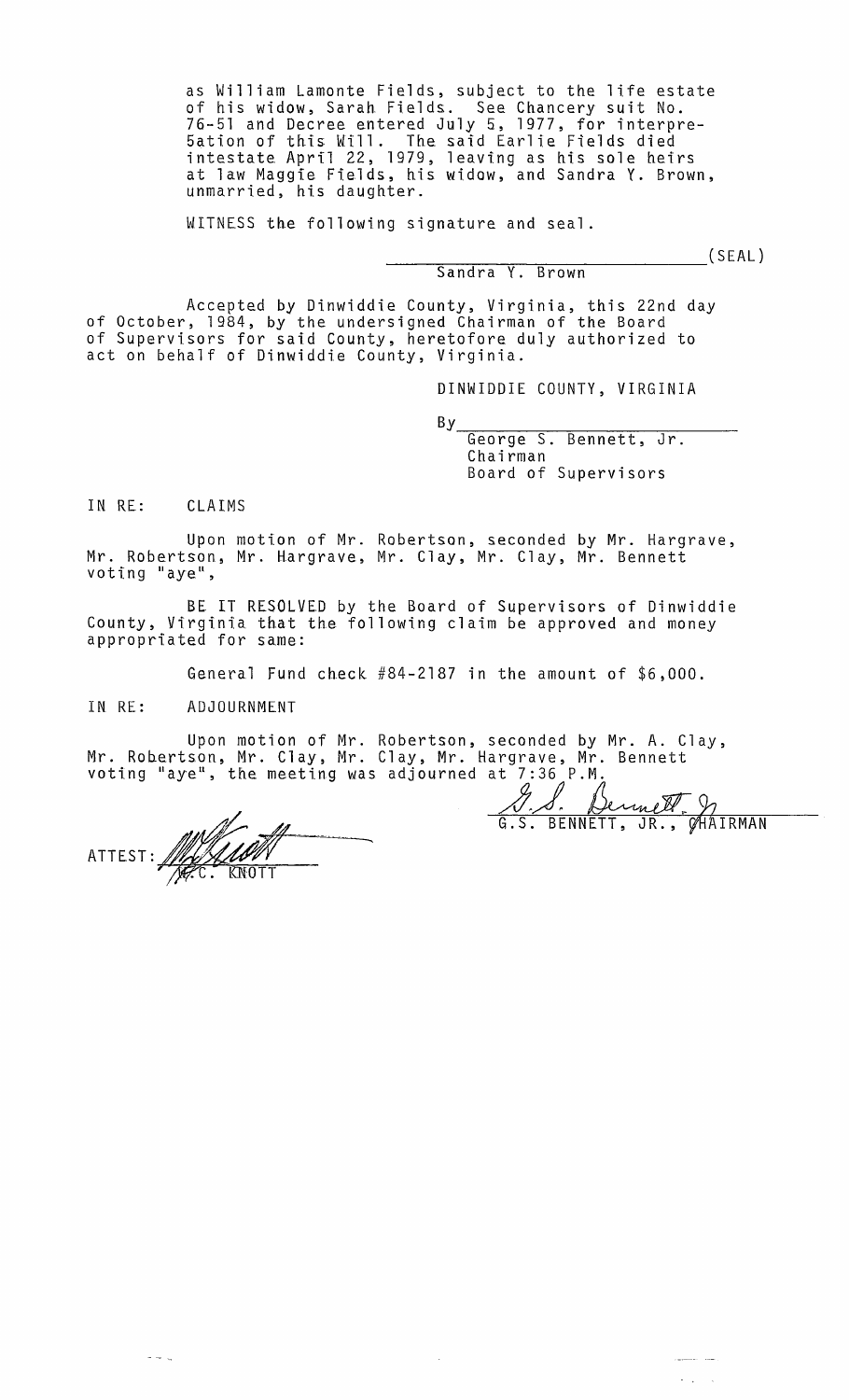as William Lamonte Fields, subject to the life estate of his widow, Sarah Fields. See Chancery suit No. 76-51 and Decree entered July 5, 1977, for interpre-5ation of this Will. The said Earlie Fields died intestate April 22, 1979, leaving as his sole heirs at law Maggie Fields, his widow, and Sandra Y. Brown, unmarried, his daughter.

WITNESS the following signature and seal.

_______________________________(SEAL)
Sandra Y. Brown

Accepted by Dinwiddie County, Virginia, this 22nd day of October, 1984, by the undersigned Chairman of the Board of Supervisors for said County, heretofore duly authorized to act on behalf of Dinwiddie County, Virginia.

DINWIDDIE COUNTY, VIRGINIA

By___________________________
George S. Bennett, Jr.
Chairman
Board of Supervisors

IN RE: CLAIMS

Upon motion of Mr. Robertson, seconded by Mr. Hargrave, Mr. Robertson, Mr. Hargrave, Mr. Clay, Mr. Clay, Mr. Bennett voting "aye",

BE IT RESOLVED by the Board of Supervisors of Dinwiddie County, Virginia that the following claim be approved and money appropriated for same:

General Fund check #84-2187 in the amount of $6,000.

IN RE: ADJOURNMENT

Upon motion of Mr. Robertson, seconded by Mr. A. Clay, Mr. Robertson, Mr. Clay, Mr. Clay, Mr. Hargrave, Mr. Bennett voting "aye", the meeting was adjourned at 7:36 P.M.

G.S. BENNETT, JR., CHAIRMAN

ATTEST: W.C. KNOTT